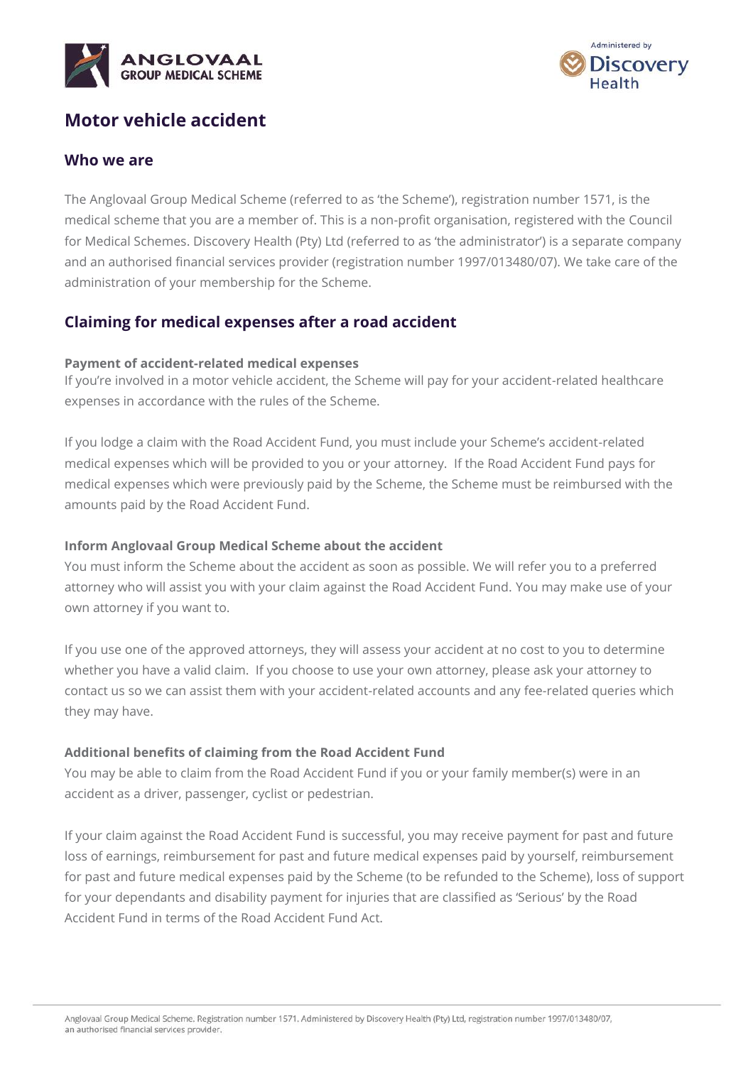# Motor vehicle accident

## Who we are

The Anglovaal Group Medical Scheme (referred to as 'the Scheme'), registration number 1571, is the medical scheme that you are a member of. This is a non-profit organisation, registered with the Council for Medical Schemes. Discovery Health (Pty) Ltd (referred to as 'the administrator') is a separate company and an authorised financial services provider (registration number 1997/013480/07). We take care of the administration of your membership for the Scheme.

## Claiming for medical expenses after a road accident

### Payment of accident-related medical expenses

If you're involved in a motor vehicle accident, the Scheme will pay for your accident-related healthcare expenses in accordance with the rules of the Scheme.

If you lodge a claim with the Road Accident Fund, you must include your Scheme's accident-related medical expenses which will be provided to you or your attorney. If the Road Accident Fund pays for medical expenses which were previously paid by the Scheme, the Scheme must be reimbursed with the amounts paid by the Road Accident Fund.

### Inform Anglovaal Group Medical Scheme about the accident

You must inform the Scheme about the accident as soon as possible. We will refer you to a preferred attorney who will assist you with your claim against the Road Accident Fund. You may make use of your own attorney if you want to.

If you use one of the approved attorneys, they will assess your accident at no cost to you to determine whether you have a valid claim. If you choose to use your own attorney, please ask your attorney to contact us so we can assist them with your accident-related accounts and any fee-related queries which they may have.

### Additional benefits of claiming from the Road Accident Fund

You may be able to claim from the Road Accident Fund if you or your family member(s) were in an accident as a driver, passenger, cyclist or pedestrian.

If your claim against the Road Accident Fund is successful, you may receive payment for past and future loss of earnings, reimbursement for past and future medical expenses paid by yourself, reimbursement for past and future medical expenses paid by the Scheme (to be refunded to the Scheme), loss of support for your dependants and disability payment for injuries that are classified as 'Serious' by the Road Accident Fund in terms of the Road Accident Fund Act.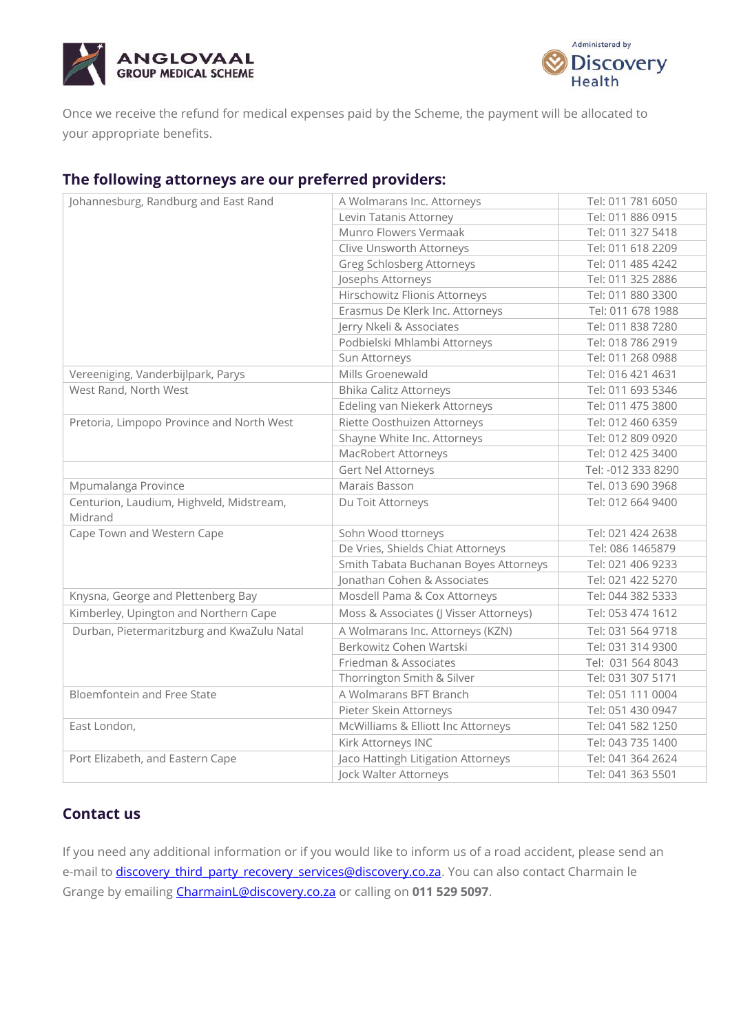Once we receive the refund for medical expenses paid by the Scheme, the payment will be allocated to your appropriate benefits.

## The following attorneys are our preferred providers:

| | | |
|---|---|---|
| Johannesburg, Randburg and East Rand | A Wolmarans Inc. Attorneys | Tel: 011 781 6050 |
| | Levin Tatanis Attorney | Tel: 011 886 0915 |
| | Munro Flowers Vermaak | Tel: 011 327 5418 |
| | Clive Unsworth Attorneys | Tel: 011 618 2209 |
| | Greg Schlosberg Attorneys | Tel: 011 485 4242 |
| | Josephs Attorneys | Tel: 011 325 2886 |
| | Hirschowitz Flionis Attorneys | Tel: 011 880 3300 |
| | Erasmus De Klerk Inc. Attorneys | Tel: 011 678 1988 |
| | Jerry Nkeli & Associates | Tel: 011 838 7280 |
| | Podbielski Mhlambi Attorneys | Tel: 018 786 2919 |
| | Sun Attorneys | Tel: 011 268 0988 |
| Vereeniging, Vanderbijlpark, Parys | Mills Groenewald | Tel: 016 421 4631 |
| West Rand, North West | Bhika Calitz Attorneys | Tel: 011 693 5346 |
| | Edeling van Niekerk Attorneys | Tel: 011 475 3800 |
| Pretoria, Limpopo Province and North West | Riette Oosthuizen Attorneys | Tel: 012 460 6359 |
| | Shayne White Inc. Attorneys | Tel: 012 809 0920 |
| | MacRobert Attorneys | Tel: 012 425 3400 |
| | Gert Nel Attorneys | Tel: -012 333 8290 |
| Mpumalanga Province | Marais Basson | Tel. 013 690 3968 |
| Centurion, Laudium, Highveld, Midstream, Midrand | Du Toit Attorneys | Tel: 012 664 9400 |
| Cape Town and Western Cape | Sohn Wood ttorneys | Tel: 021 424 2638 |
| | De Vries, Shields Chiat Attorneys | Tel: 086 1465879 |
| | Smith Tabata Buchanan Boyes Attorneys | Tel: 021 406 9233 |
| | Jonathan Cohen & Associates | Tel: 021 422 5270 |
| Knysna, George and Plettenberg Bay | Mosdell Pama & Cox Attorneys | Tel: 044 382 5333 |
| Kimberley, Upington and Northern Cape | Moss & Associates (J Visser Attorneys) | Tel: 053 474 1612 |
| Durban, Pietermaritzburg and KwaZulu Natal | A Wolmarans Inc. Attorneys (KZN) | Tel: 031 564 9718 |
| | Berkowitz Cohen Wartski | Tel: 031 314 9300 |
| | Friedman & Associates | Tel: 031 564 8043 |
| | Thorrington Smith & Silver | Tel: 031 307 5171 |
| Bloemfontein and Free State | A Wolmarans BFT Branch | Tel: 051 111 0004 |
| | Pieter Skein Attorneys | Tel: 051 430 0947 |
| East London, | McWilliams & Elliott Inc Attorneys | Tel: 041 582 1250 |
| | Kirk Attorneys INC | Tel: 043 735 1400 |
| Port Elizabeth, and Eastern Cape | Jaco Hattingh Litigation Attorneys | Tel: 041 364 2624 |
| | Jock Walter Attorneys | Tel: 041 363 5501 |

## Contact us

If you need any additional information or if you would like to inform us of a road accident, please send an e-mail to discovery_third_party_recovery_services@discovery.co.za. You can also contact Charmain le Grange by emailing CharmainL@discovery.co.za or calling on **011 529 5097**.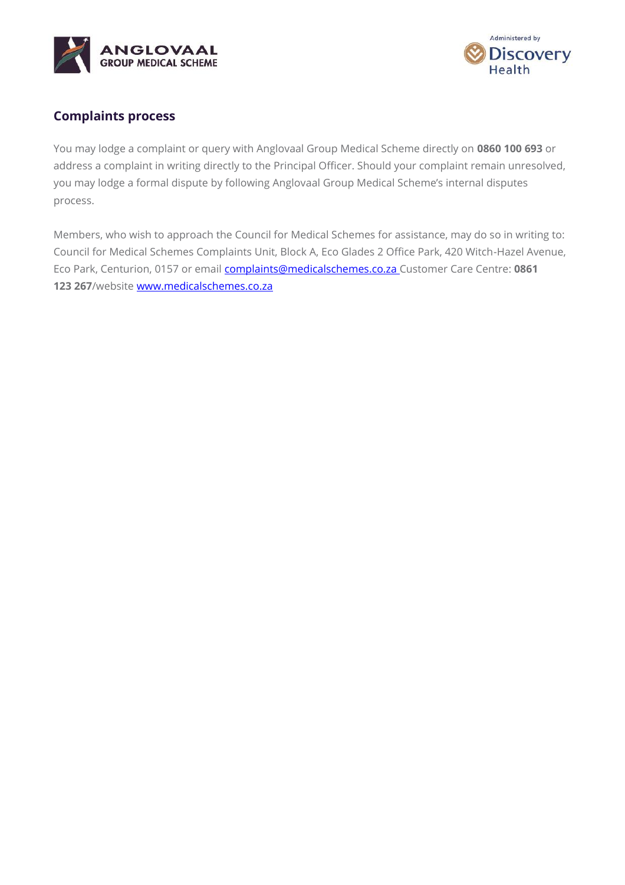## Complaints process

You may lodge a complaint or query with Anglovaal Group Medical Scheme directly on **0860 100 693** or address a complaint in writing directly to the Principal Officer. Should your complaint remain unresolved, you may lodge a formal dispute by following Anglovaal Group Medical Scheme's internal disputes process.

Members, who wish to approach the Council for Medical Schemes for assistance, may do so in writing to: Council for Medical Schemes Complaints Unit, Block A, Eco Glades 2 Office Park, 420 Witch-Hazel Avenue, Eco Park, Centurion, 0157 or email complaints@medicalschemes.co.za Customer Care Centre: **0861 123 267**/website www.medicalschemes.co.za